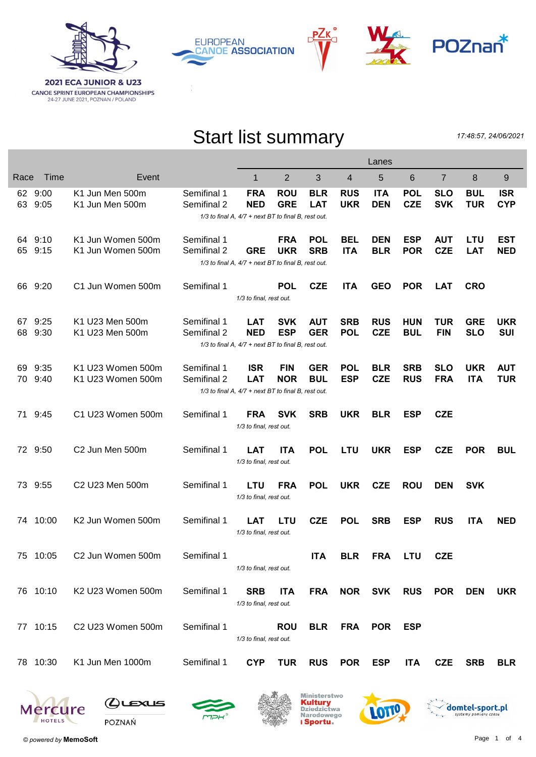**2021 ECA JUNIOR & U23**
CANOE SPRINT EUROPEAN CHAMPIONSHIPS
24-27 JUNE 2021, POZNAN / POLAND

# Start list summary

*17:48:57, 24/06/2021*

| Race | Time | Event | | Lane 1 | Lane 2 | Lane 3 | Lane 4 | Lane 5 | Lane 6 | Lane 7 | Lane 8 | Lane 9 |
|---|---|---|---|---|---|---|---|---|---|---|---|---|
| 62 | 9:00 | K1 Jun Men 500m | Semifinal 1 | **FRA** | **ROU** | **BLR** | **RUS** | **ITA** | **POL** | **SLO** | **BUL** | **ISR** |
| 63 | 9:05 | K1 Jun Men 500m | Semifinal 2 | **NED** | **GRE** | **LAT** | **UKR** | **DEN** | **CZE** | **SVK** | **TUR** | **CYP** |
| | | | *1/3 to final A, 4/7 + next BT to final B, rest out.* | | | | | | | | | |
| 64 | 9:10 | K1 Jun Women 500m | Semifinal 1 | | **FRA** | **POL** | **BEL** | **DEN** | **ESP** | **AUT** | **LTU** | **EST** |
| 65 | 9:15 | K1 Jun Women 500m | Semifinal 2 | **GRE** | **UKR** | **SRB** | **ITA** | **BLR** | **POR** | **CZE** | **LAT** | **NED** |
| | | | *1/3 to final A, 4/7 + next BT to final B, rest out.* | | | | | | | | | |
| 66 | 9:20 | C1 Jun Women 500m | Semifinal 1 | | **POL** | **CZE** | **ITA** | **GEO** | **POR** | **LAT** | **CRO** | |
| | | | *1/3 to final, rest out.* | | | | | | | | | |
| 67 | 9:25 | K1 U23 Men 500m | Semifinal 1 | **LAT** | **SVK** | **AUT** | **SRB** | **RUS** | **HUN** | **TUR** | **GRE** | **UKR** |
| 68 | 9:30 | K1 U23 Men 500m | Semifinal 2 | **NED** | **ESP** | **GER** | **POL** | **CZE** | **BUL** | **FIN** | **SLO** | **SUI** |
| | | | *1/3 to final A, 4/7 + next BT to final B, rest out.* | | | | | | | | | |
| 69 | 9:35 | K1 U23 Women 500m | Semifinal 1 | **ISR** | **FIN** | **GER** | **POL** | **BLR** | **SRB** | **SLO** | **UKR** | **AUT** |
| 70 | 9:40 | K1 U23 Women 500m | Semifinal 2 | **LAT** | **NOR** | **BUL** | **ESP** | **CZE** | **RUS** | **FRA** | **ITA** | **TUR** |
| | | | *1/3 to final A, 4/7 + next BT to final B, rest out.* | | | | | | | | | |
| 71 | 9:45 | C1 U23 Women 500m | Semifinal 1 | **FRA** | **SVK** | **SRB** | **UKR** | **BLR** | **ESP** | **CZE** | | |
| | | | *1/3 to final, rest out.* | | | | | | | | | |
| 72 | 9:50 | C2 Jun Men 500m | Semifinal 1 | **LAT** | **ITA** | **POL** | **LTU** | **UKR** | **ESP** | **CZE** | **POR** | **BUL** |
| | | | *1/3 to final, rest out.* | | | | | | | | | |
| 73 | 9:55 | C2 U23 Men 500m | Semifinal 1 | **LTU** | **FRA** | **POL** | **UKR** | **CZE** | **ROU** | **DEN** | **SVK** | |
| | | | *1/3 to final, rest out.* | | | | | | | | | |
| 74 | 10:00 | K2 Jun Women 500m | Semifinal 1 | **LAT** | **LTU** | **CZE** | **POL** | **SRB** | **ESP** | **RUS** | **ITA** | **NED** |
| | | | *1/3 to final, rest out.* | | | | | | | | | |
| 75 | 10:05 | C2 Jun Women 500m | Semifinal 1 | | | **ITA** | **BLR** | **FRA** | **LTU** | **CZE** | | |
| | | | *1/3 to final, rest out.* | | | | | | | | | |
| 76 | 10:10 | K2 U23 Women 500m | Semifinal 1 | **SRB** | **ITA** | **FRA** | **NOR** | **SVK** | **RUS** | **POR** | **DEN** | **UKR** |
| | | | *1/3 to final, rest out.* | | | | | | | | | |
| 77 | 10:15 | C2 U23 Women 500m | Semifinal 1 | | **ROU** | **BLR** | **FRA** | **POR** | **ESP** | | | |
| | | | *1/3 to final, rest out.* | | | | | | | | | |
| 78 | 10:30 | K1 Jun Men 1000m | Semifinal 1 | **CYP** | **TUR** | **RUS** | **POR** | **ESP** | **ITA** | **CZE** | **SRB** | **BLR** |

*© powered by* **MemoSoft**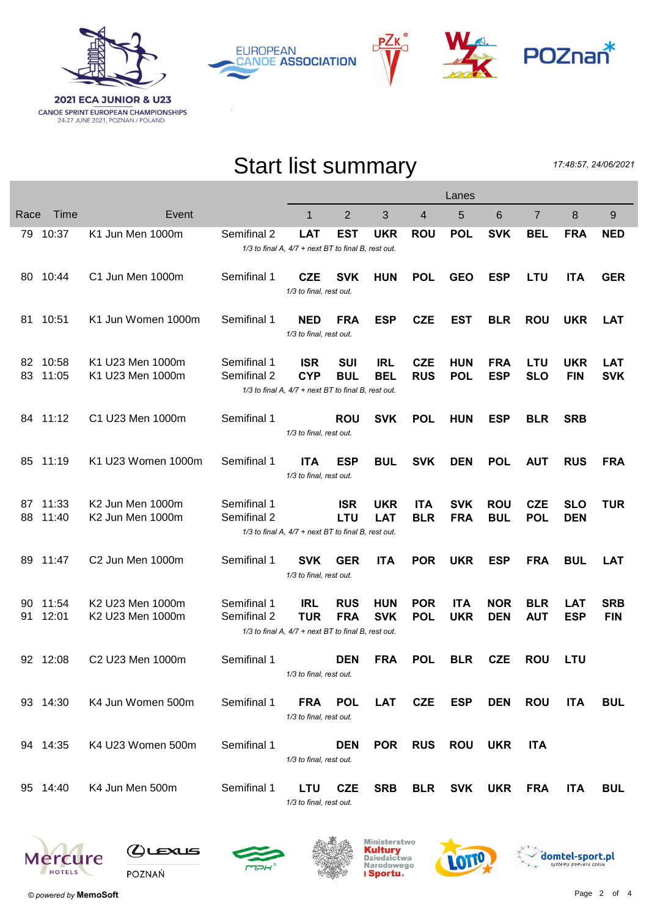2021 ECA JUNIOR & U23

CANOE SPRINT EUROPEAN CHAMPIONSHIPS

24-27 JUNE 2021, POZNAN / POLAND

# Start list summary

*17:48:57, 24/06/2021*

| Race | Time | Event | | Lanes 1 | 2 | 3 | 4 | 5 | 6 | 7 | 8 | 9 |
|---|---|---|---|---|---|---|---|---|---|---|---|---|
| 79 | 10:37 | K1 Jun Men 1000m | Semifinal 2 | LAT | EST | UKR | ROU | POL | SVK | BEL | FRA | NED |
| | | | *1/3 to final A, 4/7 + next BT to final B, rest out.* | | | | | | | | | |
| 80 | 10:44 | C1 Jun Men 1000m | Semifinal 1 | CZE | SVK | HUN | POL | GEO | ESP | LTU | ITA | GER |
| | | | *1/3 to final, rest out.* | | | | | | | | | |
| 81 | 10:51 | K1 Jun Women 1000m | Semifinal 1 | NED | FRA | ESP | CZE | EST | BLR | ROU | UKR | LAT |
| | | | *1/3 to final, rest out.* | | | | | | | | | |
| 82 | 10:58 | K1 U23 Men 1000m | Semifinal 1 | ISR | SUI | IRL | CZE | HUN | FRA | LTU | UKR | LAT |
| 83 | 11:05 | K1 U23 Men 1000m | Semifinal 2 | CYP | BUL | BEL | RUS | POL | ESP | SLO | FIN | SVK |
| | | | *1/3 to final A, 4/7 + next BT to final B, rest out.* | | | | | | | | | |
| 84 | 11:12 | C1 U23 Men 1000m | Semifinal 1 | | ROU | SVK | POL | HUN | ESP | BLR | SRB | |
| | | | *1/3 to final, rest out.* | | | | | | | | | |
| 85 | 11:19 | K1 U23 Women 1000m | Semifinal 1 | ITA | ESP | BUL | SVK | DEN | POL | AUT | RUS | FRA |
| | | | *1/3 to final, rest out.* | | | | | | | | | |
| 87 | 11:33 | K2 Jun Men 1000m | Semifinal 1 | | ISR | UKR | ITA | SVK | ROU | CZE | SLO | TUR |
| 88 | 11:40 | K2 Jun Men 1000m | Semifinal 2 | | LTU | LAT | BLR | FRA | BUL | POL | DEN | |
| | | | *1/3 to final A, 4/7 + next BT to final B, rest out.* | | | | | | | | | |
| 89 | 11:47 | C2 Jun Men 1000m | Semifinal 1 | SVK | GER | ITA | POR | UKR | ESP | FRA | BUL | LAT |
| | | | *1/3 to final, rest out.* | | | | | | | | | |
| 90 | 11:54 | K2 U23 Men 1000m | Semifinal 1 | IRL | RUS | HUN | POR | ITA | NOR | BLR | LAT | SRB |
| 91 | 12:01 | K2 U23 Men 1000m | Semifinal 2 | TUR | FRA | SVK | POL | UKR | DEN | AUT | ESP | FIN |
| | | | *1/3 to final A, 4/7 + next BT to final B, rest out.* | | | | | | | | | |
| 92 | 12:08 | C2 U23 Men 1000m | Semifinal 1 | | DEN | FRA | POL | BLR | CZE | ROU | LTU | |
| | | | *1/3 to final, rest out.* | | | | | | | | | |
| 93 | 14:30 | K4 Jun Women 500m | Semifinal 1 | FRA | POL | LAT | CZE | ESP | DEN | ROU | ITA | BUL |
| | | | *1/3 to final, rest out.* | | | | | | | | | |
| 94 | 14:35 | K4 U23 Women 500m | Semifinal 1 | | DEN | POR | RUS | ROU | UKR | ITA | | |
| | | | *1/3 to final, rest out.* | | | | | | | | | |
| 95 | 14:40 | K4 Jun Men 500m | Semifinal 1 | LTU | CZE | SRB | BLR | SVK | UKR | FRA | ITA | BUL |
| | | | *1/3 to final, rest out.* | | | | | | | | | |

© *powered by* **MemoSoft**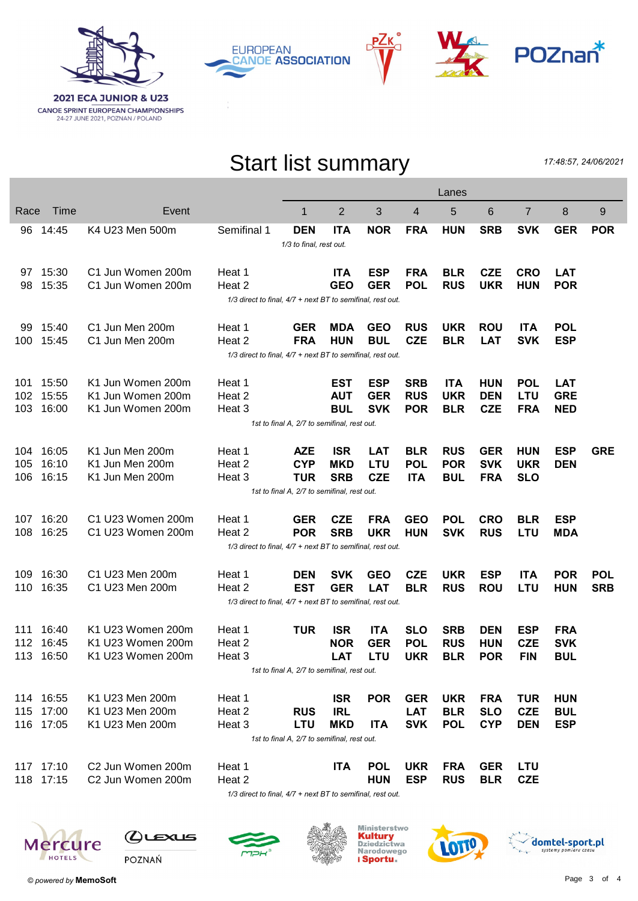**2021 ECA JUNIOR & U23**
CANOE SPRINT EUROPEAN CHAMPIONSHIPS
24-27 JUNE 2021, POZNAN / POLAND

# Start list summary

*17:48:57, 24/06/2021*

| Race | Time | Event | | Lanes 1 | 2 | 3 | 4 | 5 | 6 | 7 | 8 | 9 |
|---|---|---|---|---|---|---|---|---|---|---|---|---|
| 96 | 14:45 | K4 U23 Men 500m | Semifinal 1 | **DEN** | **ITA** | **NOR** | **FRA** | **HUN** | **SRB** | **SVK** | **GER** | **POR** |
| | | | *1/3 to final, rest out.* | | | | | | | | | |
| 97 | 15:30 | C1 Jun Women 200m | Heat 1 | | **ITA** | **ESP** | **FRA** | **BLR** | **CZE** | **CRO** | **LAT** | |
| 98 | 15:35 | C1 Jun Women 200m | Heat 2 | | **GEO** | **GER** | **POL** | **RUS** | **UKR** | **HUN** | **POR** | |
| | | | *1/3 direct to final, 4/7 + next BT to semifinal, rest out.* | | | | | | | | | |
| 99 | 15:40 | C1 Jun Men 200m | Heat 1 | **GER** | **MDA** | **GEO** | **RUS** | **UKR** | **ROU** | **ITA** | **POL** | |
| 100 | 15:45 | C1 Jun Men 200m | Heat 2 | **FRA** | **HUN** | **BUL** | **CZE** | **BLR** | **LAT** | **SVK** | **ESP** | |
| | | | *1/3 direct to final, 4/7 + next BT to semifinal, rest out.* | | | | | | | | | |
| 101 | 15:50 | K1 Jun Women 200m | Heat 1 | | **EST** | **ESP** | **SRB** | **ITA** | **HUN** | **POL** | **LAT** | |
| 102 | 15:55 | K1 Jun Women 200m | Heat 2 | | **AUT** | **GER** | **RUS** | **UKR** | **DEN** | **LTU** | **GRE** | |
| 103 | 16:00 | K1 Jun Women 200m | Heat 3 | | **BUL** | **SVK** | **POR** | **BLR** | **CZE** | **FRA** | **NED** | |
| | | | *1st to final A, 2/7 to semifinal, rest out.* | | | | | | | | | |
| 104 | 16:05 | K1 Jun Men 200m | Heat 1 | **AZE** | **ISR** | **LAT** | **BLR** | **RUS** | **GER** | **HUN** | **ESP** | **GRE** |
| 105 | 16:10 | K1 Jun Men 200m | Heat 2 | **CYP** | **MKD** | **LTU** | **POL** | **POR** | **SVK** | **UKR** | **DEN** | |
| 106 | 16:15 | K1 Jun Men 200m | Heat 3 | **TUR** | **SRB** | **CZE** | **ITA** | **BUL** | **FRA** | **SLO** | | |
| | | | *1st to final A, 2/7 to semifinal, rest out.* | | | | | | | | | |
| 107 | 16:20 | C1 U23 Women 200m | Heat 1 | **GER** | **CZE** | **FRA** | **GEO** | **POL** | **CRO** | **BLR** | **ESP** | |
| 108 | 16:25 | C1 U23 Women 200m | Heat 2 | **POR** | **SRB** | **UKR** | **HUN** | **SVK** | **RUS** | **LTU** | **MDA** | |
| | | | *1/3 direct to final, 4/7 + next BT to semifinal, rest out.* | | | | | | | | | |
| 109 | 16:30 | C1 U23 Men 200m | Heat 1 | **DEN** | **SVK** | **GEO** | **CZE** | **UKR** | **ESP** | **ITA** | **POR** | **POL** |
| 110 | 16:35 | C1 U23 Men 200m | Heat 2 | **EST** | **GER** | **LAT** | **BLR** | **RUS** | **ROU** | **LTU** | **HUN** | **SRB** |
| | | | *1/3 direct to final, 4/7 + next BT to semifinal, rest out.* | | | | | | | | | |
| 111 | 16:40 | K1 U23 Women 200m | Heat 1 | **TUR** | **ISR** | **ITA** | **SLO** | **SRB** | **DEN** | **ESP** | **FRA** | |
| 112 | 16:45 | K1 U23 Women 200m | Heat 2 | | **NOR** | **GER** | **POL** | **RUS** | **HUN** | **CZE** | **SVK** | |
| 113 | 16:50 | K1 U23 Women 200m | Heat 3 | | **LAT** | **LTU** | **UKR** | **BLR** | **POR** | **FIN** | **BUL** | |
| | | | *1st to final A, 2/7 to semifinal, rest out.* | | | | | | | | | |
| 114 | 16:55 | K1 U23 Men 200m | Heat 1 | | **ISR** | **POR** | **GER** | **UKR** | **FRA** | **TUR** | **HUN** | |
| 115 | 17:00 | K1 U23 Men 200m | Heat 2 | **RUS** | **IRL** | | **LAT** | **BLR** | **SLO** | **CZE** | **BUL** | |
| 116 | 17:05 | K1 U23 Men 200m | Heat 3 | **LTU** | **MKD** | **ITA** | **SVK** | **POL** | **CYP** | **DEN** | **ESP** | |
| | | | *1st to final A, 2/7 to semifinal, rest out.* | | | | | | | | | |
| 117 | 17:10 | C2 Jun Women 200m | Heat 1 | | **ITA** | **POL** | **UKR** | **FRA** | **GER** | **LTU** | | |
| 118 | 17:15 | C2 Jun Women 200m | Heat 2 | | | **HUN** | **ESP** | **RUS** | **BLR** | **CZE** | | |
| | | | *1/3 direct to final, 4/7 + next BT to semifinal, rest out.* | | | | | | | | | |

*© powered by* **MemoSoft**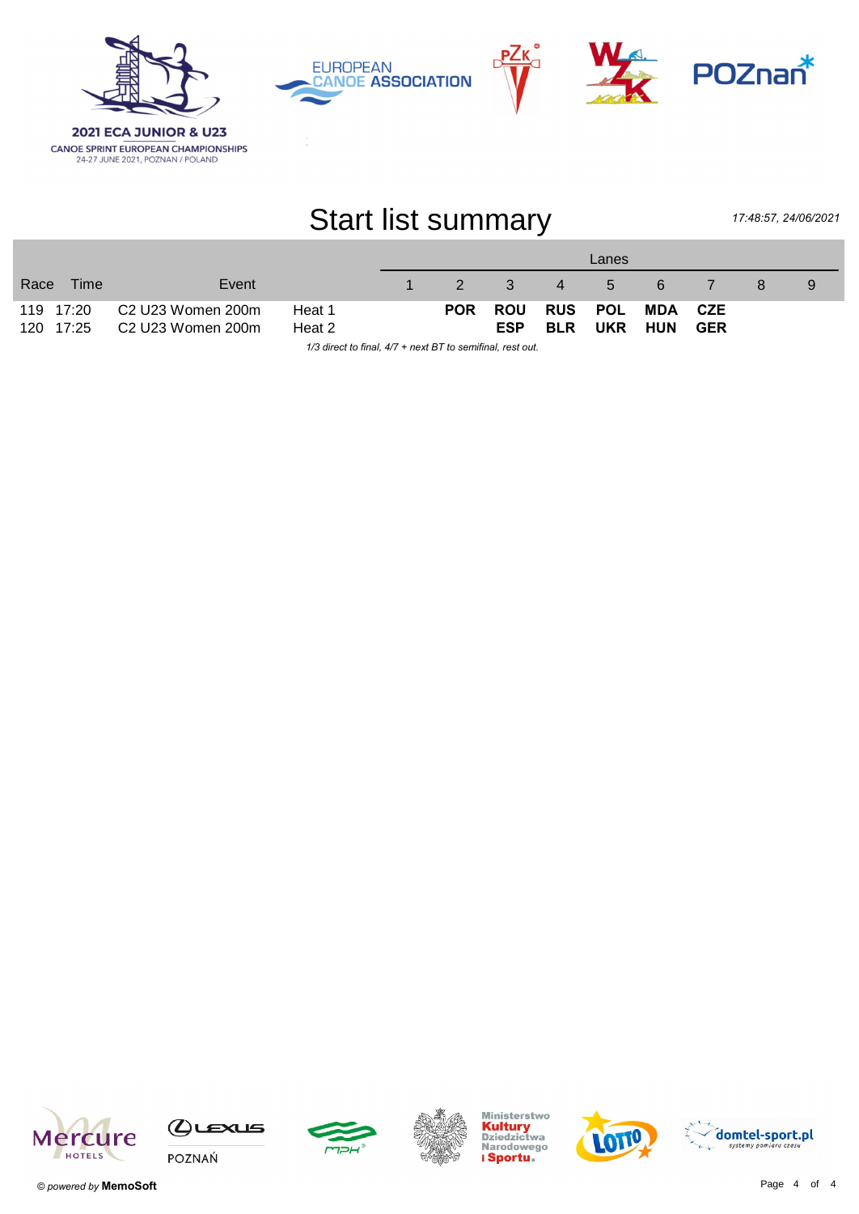2021 ECA JUNIOR & U23
CANOE SPRINT EUROPEAN CHAMPIONSHIPS
24-27 JUNE 2021, POZNAN / POLAND

# Start list summary

*17:48:57, 24/06/2021*

| | | | | Lanes | | | | | | | | |
|---|---|---|---|---|---|---|---|---|---|---|---|---|
| Race | Time | Event | | 1 | 2 | 3 | 4 | 5 | 6 | 7 | 8 | 9 |
| 119 | 17:20 | C2 U23 Women 200m | Heat 1 | | **POR** | **ROU** | **RUS** | **POL** | **MDA** | **CZE** | | |
| 120 | 17:25 | C2 U23 Women 200m | Heat 2 | | | **ESP** | **BLR** | **UKR** | **HUN** | **GER** | | |

*1/3 direct to final, 4/7 + next BT to semifinal, rest out.*

*© powered by* **MemoSoft**